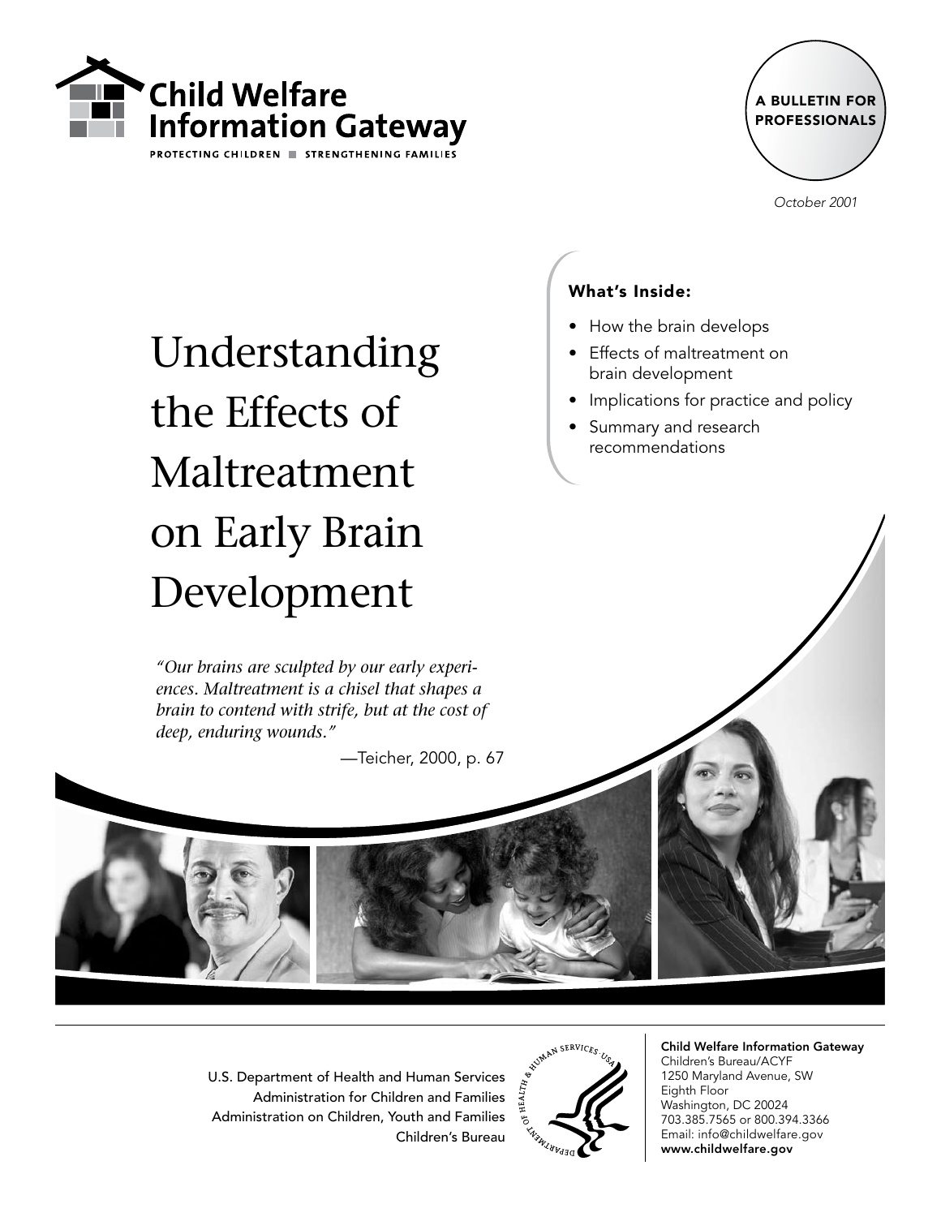Child Welfare Information Gateway

PROTECTING CHILDREN ■ STRENGTHENING FAMILIES

A BULLETIN FOR PROFESSIONALS

*October 2001*

# Understanding the Effects of Maltreatment on Early Brain Development

**What's Inside:**

- How the brain develops
- Effects of maltreatment on brain development
- Implications for practice and policy
- Summary and research recommendations

*"Our brains are sculpted by our early experiences. Maltreatment is a chisel that shapes a brain to contend with strife, but at the cost of deep, enduring wounds."*

—Teicher, 2000, p. 67

U.S. Department of Health and Human Services
Administration for Children and Families
Administration on Children, Youth and Families
Children's Bureau

**Child Welfare Information Gateway**
Children's Bureau/ACYF
1250 Maryland Avenue, SW
Eighth Floor
Washington, DC 20024
703.385.7565 or 800.394.3366
Email: info@childwelfare.gov
**www.childwelfare.gov**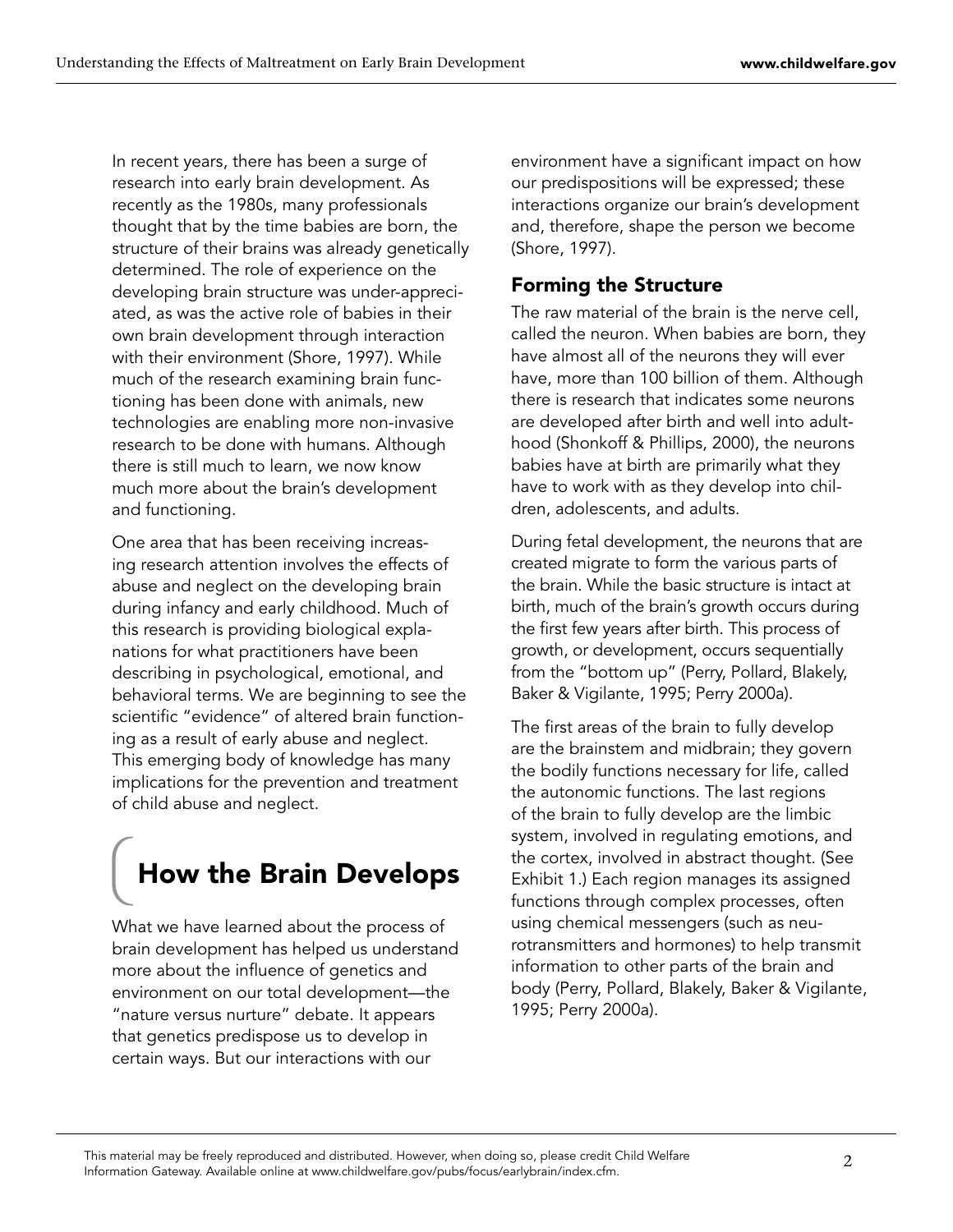In recent years, there has been a surge of research into early brain development. As recently as the 1980s, many professionals thought that by the time babies are born, the structure of their brains was already genetically determined. The role of experience on the developing brain structure was under-appreciated, as was the active role of babies in their own brain development through interaction with their environment (Shore, 1997). While much of the research examining brain functioning has been done with animals, new technologies are enabling more non-invasive research to be done with humans. Although there is still much to learn, we now know much more about the brain's development and functioning.

One area that has been receiving increasing research attention involves the effects of abuse and neglect on the developing brain during infancy and early childhood. Much of this research is providing biological explanations for what practitioners have been describing in psychological, emotional, and behavioral terms. We are beginning to see the scientific "evidence" of altered brain functioning as a result of early abuse and neglect. This emerging body of knowledge has many implications for the prevention and treatment of child abuse and neglect.

# How the Brain Develops

What we have learned about the process of brain development has helped us understand more about the influence of genetics and environment on our total development—the "nature versus nurture" debate. It appears that genetics predispose us to develop in certain ways. But our interactions with our environment have a significant impact on how our predispositions will be expressed; these interactions organize our brain's development and, therefore, shape the person we become (Shore, 1997).

## Forming the Structure

The raw material of the brain is the nerve cell, called the neuron. When babies are born, they have almost all of the neurons they will ever have, more than 100 billion of them. Although there is research that indicates some neurons are developed after birth and well into adulthood (Shonkoff & Phillips, 2000), the neurons babies have at birth are primarily what they have to work with as they develop into children, adolescents, and adults.

During fetal development, the neurons that are created migrate to form the various parts of the brain. While the basic structure is intact at birth, much of the brain's growth occurs during the first few years after birth. This process of growth, or development, occurs sequentially from the "bottom up" (Perry, Pollard, Blakely, Baker & Vigilante, 1995; Perry 2000a).

The first areas of the brain to fully develop are the brainstem and midbrain; they govern the bodily functions necessary for life, called the autonomic functions. The last regions of the brain to fully develop are the limbic system, involved in regulating emotions, and the cortex, involved in abstract thought. (See Exhibit 1.) Each region manages its assigned functions through complex processes, often using chemical messengers (such as neurotransmitters and hormones) to help transmit information to other parts of the brain and body (Perry, Pollard, Blakely, Baker & Vigilante, 1995; Perry 2000a).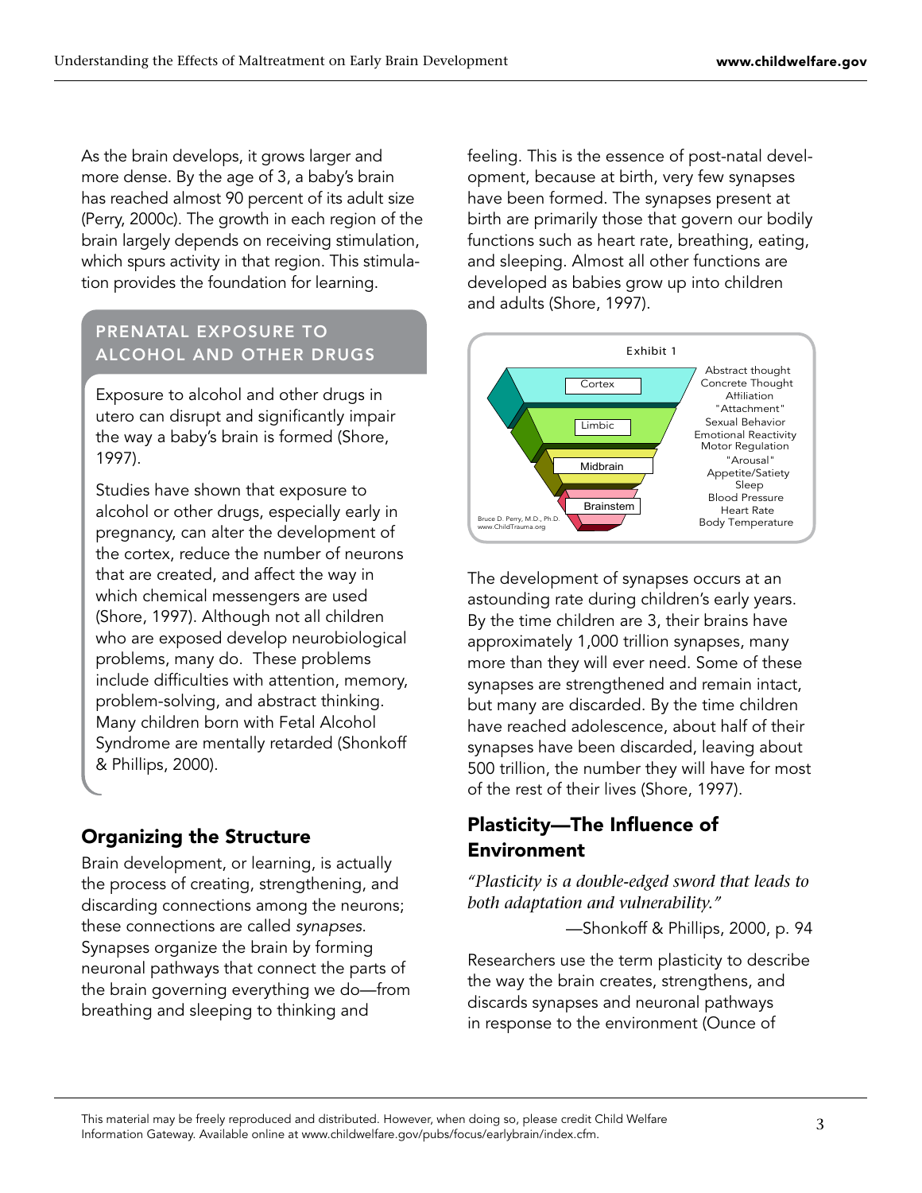As the brain develops, it grows larger and more dense. By the age of 3, a baby's brain has reached almost 90 percent of its adult size (Perry, 2000c). The growth in each region of the brain largely depends on receiving stimulation, which spurs activity in that region. This stimulation provides the foundation for learning.

### PRENATAL EXPOSURE TO ALCOHOL AND OTHER DRUGS

Exposure to alcohol and other drugs in utero can disrupt and significantly impair the way a baby's brain is formed (Shore, 1997).

Studies have shown that exposure to alcohol or other drugs, especially early in pregnancy, can alter the development of the cortex, reduce the number of neurons that are created, and affect the way in which chemical messengers are used (Shore, 1997). Although not all children who are exposed develop neurobiological problems, many do. These problems include difficulties with attention, memory, problem-solving, and abstract thinking. Many children born with Fetal Alcohol Syndrome are mentally retarded (Shonkoff & Phillips, 2000).

## Organizing the Structure

Brain development, or learning, is actually the process of creating, strengthening, and discarding connections among the neurons; these connections are called *synapses*. Synapses organize the brain by forming neuronal pathways that connect the parts of the brain governing everything we do—from breathing and sleeping to thinking and feeling. This is the essence of post-natal development, because at birth, very few synapses have been formed. The synapses present at birth are primarily those that govern our bodily functions such as heart rate, breathing, eating, and sleeping. Almost all other functions are developed as babies grow up into children and adults (Shore, 1997).

Exhibit 1

| Brain Region | Functions |
|---|---|
| Cortex | Abstract thought, Concrete Thought, Affiliation |
| Limbic | "Attachment", Sexual Behavior, Emotional Reactivity |
| Midbrain | Motor Regulation, "Arousal", Appetite/Satiety, Sleep |
| Brainstem | Blood Pressure, Heart Rate, Body Temperature |

Bruce D. Perry, M.D., Ph.D. www.ChildTrauma.org

The development of synapses occurs at an astounding rate during children's early years. By the time children are 3, their brains have approximately 1,000 trillion synapses, many more than they will ever need. Some of these synapses are strengthened and remain intact, but many are discarded. By the time children have reached adolescence, about half of their synapses have been discarded, leaving about 500 trillion, the number they will have for most of the rest of their lives (Shore, 1997).

## Plasticity—The Influence of Environment

*"Plasticity is a double-edged sword that leads to both adaptation and vulnerability."*

—Shonkoff & Phillips, 2000, p. 94

Researchers use the term plasticity to describe the way the brain creates, strengthens, and discards synapses and neuronal pathways in response to the environment (Ounce of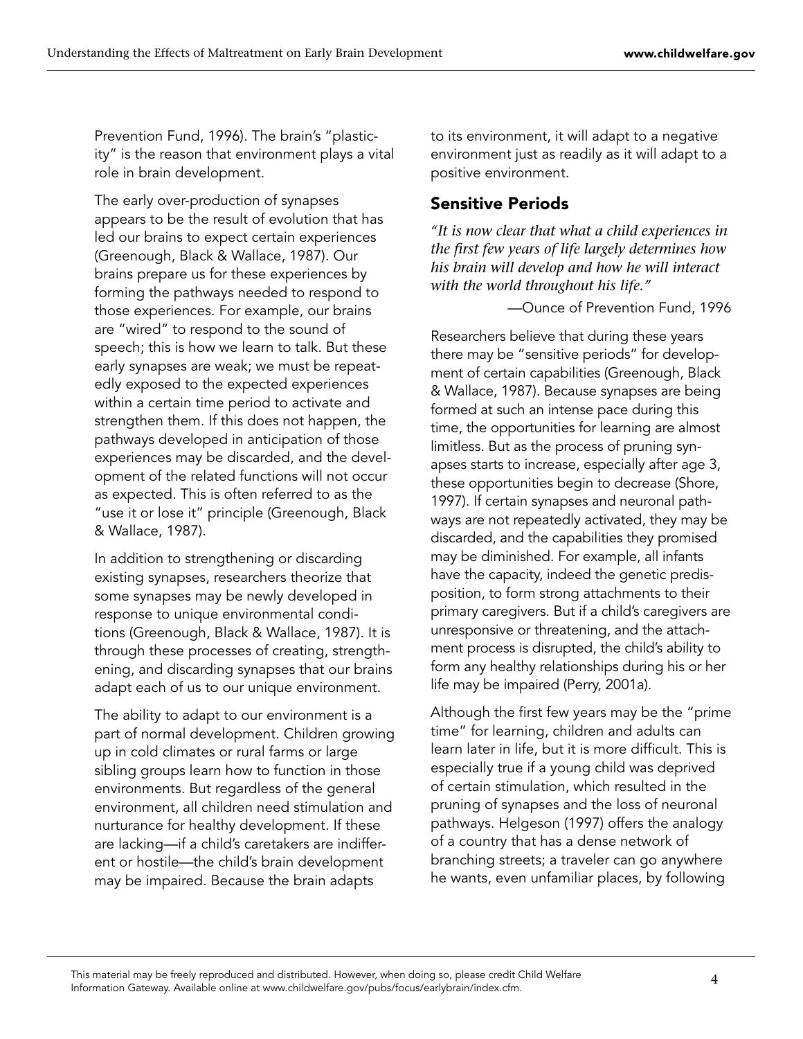Prevention Fund, 1996). The brain's "plasticity" is the reason that environment plays a vital role in brain development.

The early over-production of synapses appears to be the result of evolution that has led our brains to expect certain experiences (Greenough, Black & Wallace, 1987). Our brains prepare us for these experiences by forming the pathways needed to respond to those experiences. For example, our brains are "wired" to respond to the sound of speech; this is how we learn to talk. But these early synapses are weak; we must be repeatedly exposed to the expected experiences within a certain time period to activate and strengthen them. If this does not happen, the pathways developed in anticipation of those experiences may be discarded, and the development of the related functions will not occur as expected. This is often referred to as the "use it or lose it" principle (Greenough, Black & Wallace, 1987).

In addition to strengthening or discarding existing synapses, researchers theorize that some synapses may be newly developed in response to unique environmental conditions (Greenough, Black & Wallace, 1987). It is through these processes of creating, strengthening, and discarding synapses that our brains adapt each of us to our unique environment.

The ability to adapt to our environment is a part of normal development. Children growing up in cold climates or rural farms or large sibling groups learn how to function in those environments. But regardless of the general environment, all children need stimulation and nurturance for healthy development. If these are lacking—if a child's caretakers are indifferent or hostile—the child's brain development may be impaired. Because the brain adapts to its environment, it will adapt to a negative environment just as readily as it will adapt to a positive environment.

## Sensitive Periods

*"It is now clear that what a child experiences in the first few years of life largely determines how his brain will develop and how he will interact with the world throughout his life."*

—Ounce of Prevention Fund, 1996

Researchers believe that during these years there may be "sensitive periods" for development of certain capabilities (Greenough, Black & Wallace, 1987). Because synapses are being formed at such an intense pace during this time, the opportunities for learning are almost limitless. But as the process of pruning synapses starts to increase, especially after age 3, these opportunities begin to decrease (Shore, 1997). If certain synapses and neuronal pathways are not repeatedly activated, they may be discarded, and the capabilities they promised may be diminished. For example, all infants have the capacity, indeed the genetic predisposition, to form strong attachments to their primary caregivers. But if a child's caregivers are unresponsive or threatening, and the attachment process is disrupted, the child's ability to form any healthy relationships during his or her life may be impaired (Perry, 2001a).

Although the first few years may be the "prime time" for learning, children and adults can learn later in life, but it is more difficult. This is especially true if a young child was deprived of certain stimulation, which resulted in the pruning of synapses and the loss of neuronal pathways. Helgeson (1997) offers the analogy of a country that has a dense network of branching streets; a traveler can go anywhere he wants, even unfamiliar places, by following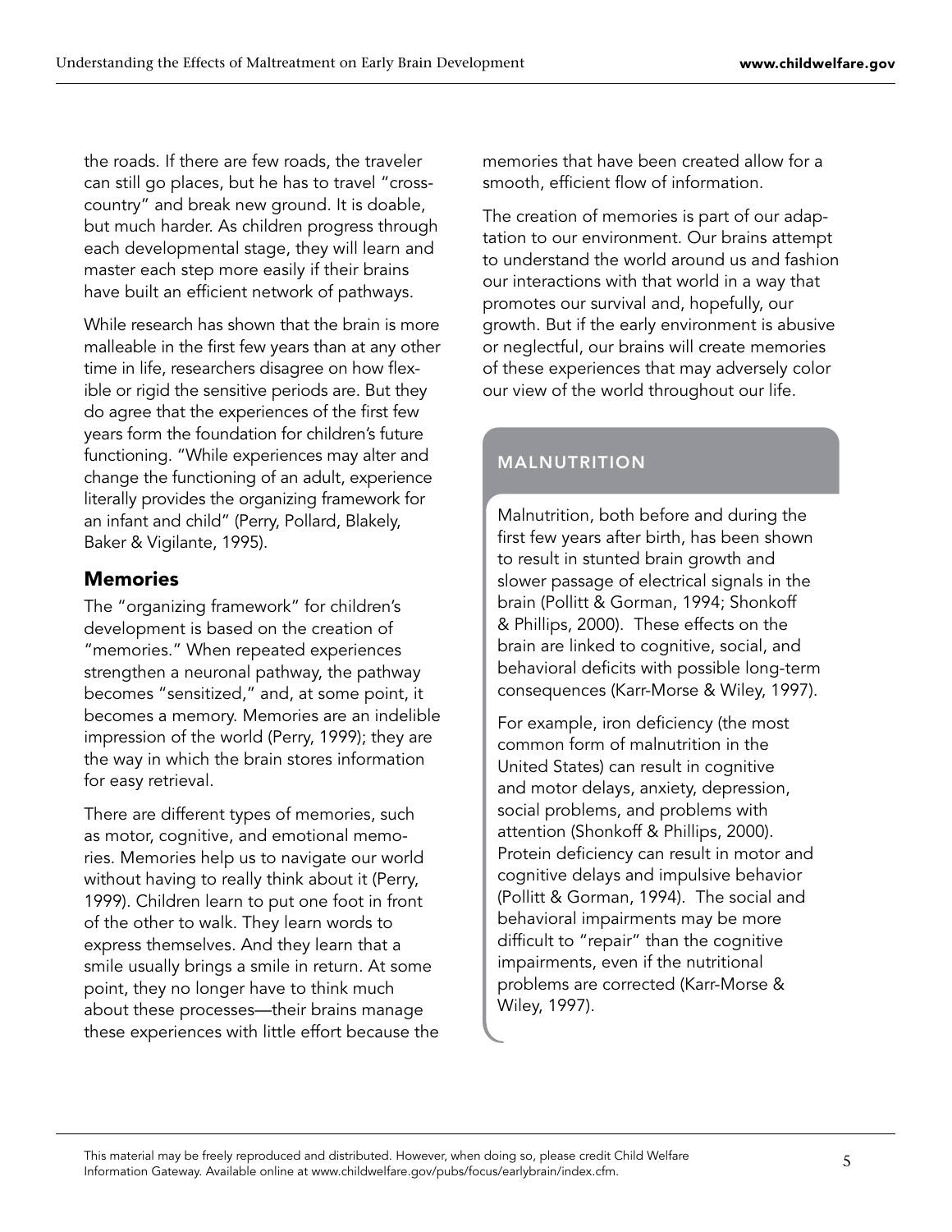the roads. If there are few roads, the traveler can still go places, but he has to travel "cross-country" and break new ground. It is doable, but much harder. As children progress through each developmental stage, they will learn and master each step more easily if their brains have built an efficient network of pathways.

While research has shown that the brain is more malleable in the first few years than at any other time in life, researchers disagree on how flexible or rigid the sensitive periods are. But they do agree that the experiences of the first few years form the foundation for children's future functioning. "While experiences may alter and change the functioning of an adult, experience literally provides the organizing framework for an infant and child" (Perry, Pollard, Blakely, Baker & Vigilante, 1995).

## Memories

The "organizing framework" for children's development is based on the creation of "memories." When repeated experiences strengthen a neuronal pathway, the pathway becomes "sensitized," and, at some point, it becomes a memory. Memories are an indelible impression of the world (Perry, 1999); they are the way in which the brain stores information for easy retrieval.

There are different types of memories, such as motor, cognitive, and emotional memories. Memories help us to navigate our world without having to really think about it (Perry, 1999). Children learn to put one foot in front of the other to walk. They learn words to express themselves. And they learn that a smile usually brings a smile in return. At some point, they no longer have to think much about these processes—their brains manage these experiences with little effort because the memories that have been created allow for a smooth, efficient flow of information.

The creation of memories is part of our adaptation to our environment. Our brains attempt to understand the world around us and fashion our interactions with that world in a way that promotes our survival and, hopefully, our growth. But if the early environment is abusive or neglectful, our brains will create memories of these experiences that may adversely color our view of the world throughout our life.

### MALNUTRITION

Malnutrition, both before and during the first few years after birth, has been shown to result in stunted brain growth and slower passage of electrical signals in the brain (Pollitt & Gorman, 1994; Shonkoff & Phillips, 2000). These effects on the brain are linked to cognitive, social, and behavioral deficits with possible long-term consequences (Karr-Morse & Wiley, 1997).

For example, iron deficiency (the most common form of malnutrition in the United States) can result in cognitive and motor delays, anxiety, depression, social problems, and problems with attention (Shonkoff & Phillips, 2000). Protein deficiency can result in motor and cognitive delays and impulsive behavior (Pollitt & Gorman, 1994). The social and behavioral impairments may be more difficult to "repair" than the cognitive impairments, even if the nutritional problems are corrected (Karr-Morse & Wiley, 1997).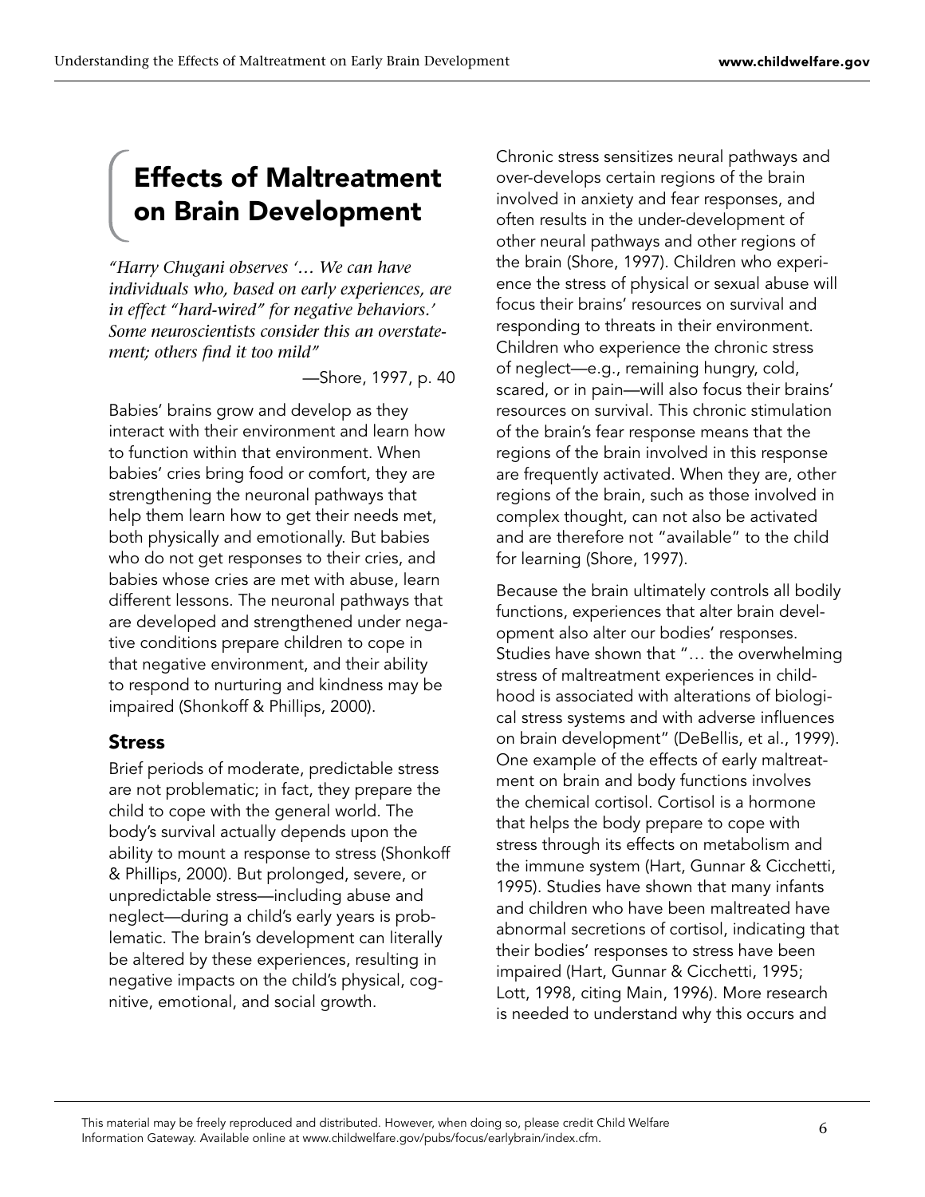## Effects of Maltreatment on Brain Development

*"Harry Chugani observes '… We can have individuals who, based on early experiences, are in effect "hard-wired" for negative behaviors.' Some neuroscientists consider this an overstatement; others find it too mild"*

—Shore, 1997, p. 40

Babies' brains grow and develop as they interact with their environment and learn how to function within that environment. When babies' cries bring food or comfort, they are strengthening the neuronal pathways that help them learn how to get their needs met, both physically and emotionally. But babies who do not get responses to their cries, and babies whose cries are met with abuse, learn different lessons. The neuronal pathways that are developed and strengthened under negative conditions prepare children to cope in that negative environment, and their ability to respond to nurturing and kindness may be impaired (Shonkoff & Phillips, 2000).

### Stress

Brief periods of moderate, predictable stress are not problematic; in fact, they prepare the child to cope with the general world. The body's survival actually depends upon the ability to mount a response to stress (Shonkoff & Phillips, 2000). But prolonged, severe, or unpredictable stress—including abuse and neglect—during a child's early years is problematic. The brain's development can literally be altered by these experiences, resulting in negative impacts on the child's physical, cognitive, emotional, and social growth.

Chronic stress sensitizes neural pathways and over-develops certain regions of the brain involved in anxiety and fear responses, and often results in the under-development of other neural pathways and other regions of the brain (Shore, 1997). Children who experience the stress of physical or sexual abuse will focus their brains' resources on survival and responding to threats in their environment. Children who experience the chronic stress of neglect—e.g., remaining hungry, cold, scared, or in pain—will also focus their brains' resources on survival. This chronic stimulation of the brain's fear response means that the regions of the brain involved in this response are frequently activated. When they are, other regions of the brain, such as those involved in complex thought, can not also be activated and are therefore not "available" to the child for learning (Shore, 1997).

Because the brain ultimately controls all bodily functions, experiences that alter brain development also alter our bodies' responses. Studies have shown that "… the overwhelming stress of maltreatment experiences in childhood is associated with alterations of biological stress systems and with adverse influences on brain development" (DeBellis, et al., 1999). One example of the effects of early maltreatment on brain and body functions involves the chemical cortisol. Cortisol is a hormone that helps the body prepare to cope with stress through its effects on metabolism and the immune system (Hart, Gunnar & Cicchetti, 1995). Studies have shown that many infants and children who have been maltreated have abnormal secretions of cortisol, indicating that their bodies' responses to stress have been impaired (Hart, Gunnar & Cicchetti, 1995; Lott, 1998, citing Main, 1996). More research is needed to understand why this occurs and

This material may be freely reproduced and distributed. However, when doing so, please credit Child Welfare Information Gateway. Available online at www.childwelfare.gov/pubs/focus/earlybrain/index.cfm.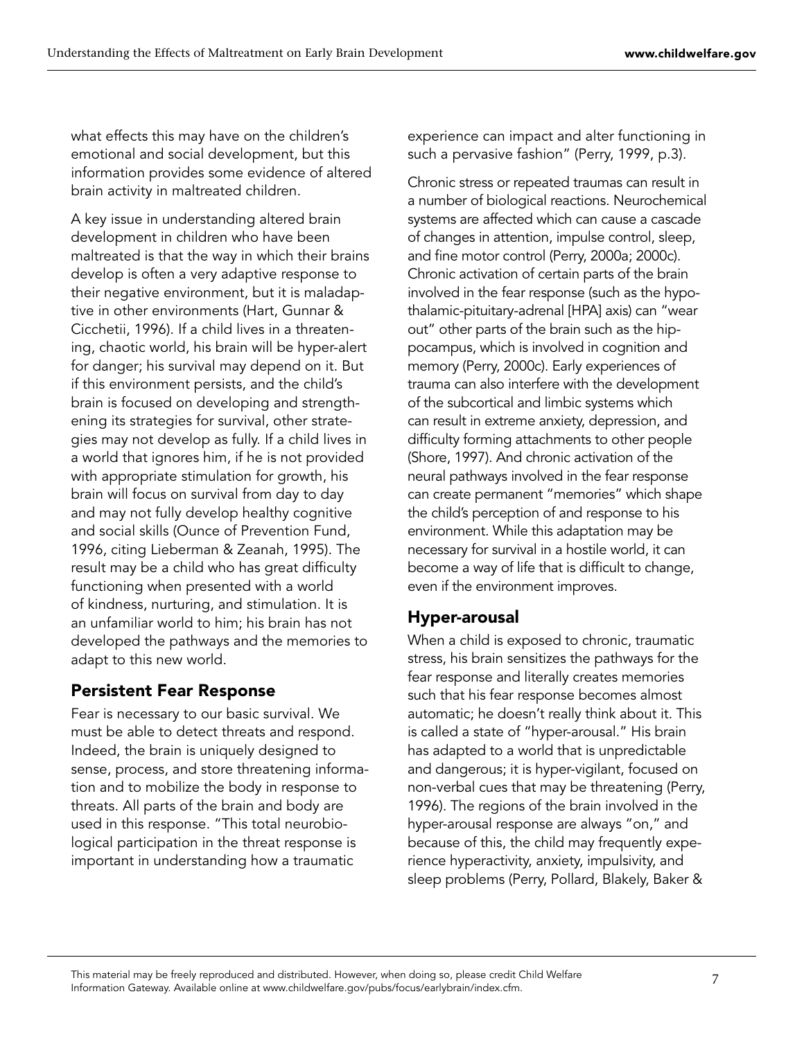what effects this may have on the children's emotional and social development, but this information provides some evidence of altered brain activity in maltreated children.

A key issue in understanding altered brain development in children who have been maltreated is that the way in which their brains develop is often a very adaptive response to their negative environment, but it is maladaptive in other environments (Hart, Gunnar & Cicchetii, 1996). If a child lives in a threatening, chaotic world, his brain will be hyper-alert for danger; his survival may depend on it. But if this environment persists, and the child's brain is focused on developing and strengthening its strategies for survival, other strategies may not develop as fully. If a child lives in a world that ignores him, if he is not provided with appropriate stimulation for growth, his brain will focus on survival from day to day and may not fully develop healthy cognitive and social skills (Ounce of Prevention Fund, 1996, citing Lieberman & Zeanah, 1995). The result may be a child who has great difficulty functioning when presented with a world of kindness, nurturing, and stimulation. It is an unfamiliar world to him; his brain has not developed the pathways and the memories to adapt to this new world.

## Persistent Fear Response

Fear is necessary to our basic survival. We must be able to detect threats and respond. Indeed, the brain is uniquely designed to sense, process, and store threatening information and to mobilize the body in response to threats. All parts of the brain and body are used in this response. "This total neurobiological participation in the threat response is important in understanding how a traumatic experience can impact and alter functioning in such a pervasive fashion" (Perry, 1999, p.3).

Chronic stress or repeated traumas can result in a number of biological reactions. Neurochemical systems are affected which can cause a cascade of changes in attention, impulse control, sleep, and fine motor control (Perry, 2000a; 2000c). Chronic activation of certain parts of the brain involved in the fear response (such as the hypothalamic-pituitary-adrenal [HPA] axis) can "wear out" other parts of the brain such as the hippocampus, which is involved in cognition and memory (Perry, 2000c). Early experiences of trauma can also interfere with the development of the subcortical and limbic systems which can result in extreme anxiety, depression, and difficulty forming attachments to other people (Shore, 1997). And chronic activation of the neural pathways involved in the fear response can create permanent "memories" which shape the child's perception of and response to his environment. While this adaptation may be necessary for survival in a hostile world, it can become a way of life that is difficult to change, even if the environment improves.

## Hyper-arousal

When a child is exposed to chronic, traumatic stress, his brain sensitizes the pathways for the fear response and literally creates memories such that his fear response becomes almost automatic; he doesn't really think about it. This is called a state of "hyper-arousal." His brain has adapted to a world that is unpredictable and dangerous; it is hyper-vigilant, focused on non-verbal cues that may be threatening (Perry, 1996). The regions of the brain involved in the hyper-arousal response are always "on," and because of this, the child may frequently experience hyperactivity, anxiety, impulsivity, and sleep problems (Perry, Pollard, Blakely, Baker &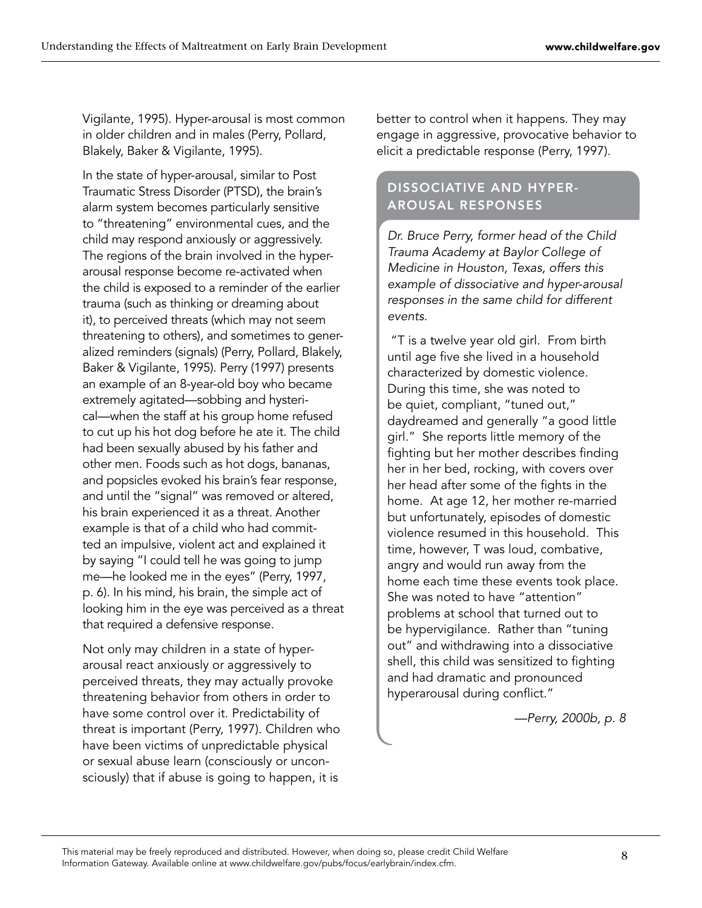Vigilante, 1995). Hyper-arousal is most common in older children and in males (Perry, Pollard, Blakely, Baker & Vigilante, 1995).

In the state of hyper-arousal, similar to Post Traumatic Stress Disorder (PTSD), the brain's alarm system becomes particularly sensitive to "threatening" environmental cues, and the child may respond anxiously or aggressively. The regions of the brain involved in the hyper-arousal response become re-activated when the child is exposed to a reminder of the earlier trauma (such as thinking or dreaming about it), to perceived threats (which may not seem threatening to others), and sometimes to generalized reminders (signals) (Perry, Pollard, Blakely, Baker & Vigilante, 1995). Perry (1997) presents an example of an 8-year-old boy who became extremely agitated—sobbing and hysterical—when the staff at his group home refused to cut up his hot dog before he ate it. The child had been sexually abused by his father and other men. Foods such as hot dogs, bananas, and popsicles evoked his brain's fear response, and until the "signal" was removed or altered, his brain experienced it as a threat. Another example is that of a child who had committed an impulsive, violent act and explained it by saying "I could tell he was going to jump me—he looked me in the eyes" (Perry, 1997, p. 6). In his mind, his brain, the simple act of looking him in the eye was perceived as a threat that required a defensive response.

Not only may children in a state of hyper-arousal react anxiously or aggressively to perceived threats, they may actually provoke threatening behavior from others in order to have some control over it. Predictability of threat is important (Perry, 1997). Children who have been victims of unpredictable physical or sexual abuse learn (consciously or unconsciously) that if abuse is going to happen, it is better to control when it happens. They may engage in aggressive, provocative behavior to elicit a predictable response (Perry, 1997).

## DISSOCIATIVE AND HYPER-AROUSAL RESPONSES

*Dr. Bruce Perry, former head of the Child Trauma Academy at Baylor College of Medicine in Houston, Texas, offers this example of dissociative and hyper-arousal responses in the same child for different events.*

"T is a twelve year old girl. From birth until age five she lived in a household characterized by domestic violence. During this time, she was noted to be quiet, compliant, "tuned out," daydreamed and generally "a good little girl." She reports little memory of the fighting but her mother describes finding her in her bed, rocking, with covers over her head after some of the fights in the home. At age 12, her mother re-married but unfortunately, episodes of domestic violence resumed in this household. This time, however, T was loud, combative, angry and would run away from the home each time these events took place. She was noted to have "attention" problems at school that turned out to be hypervigilance. Rather than "tuning out" and withdrawing into a dissociative shell, this child was sensitized to fighting and had dramatic and pronounced hyperarousal during conflict."

*—Perry, 2000b, p. 8*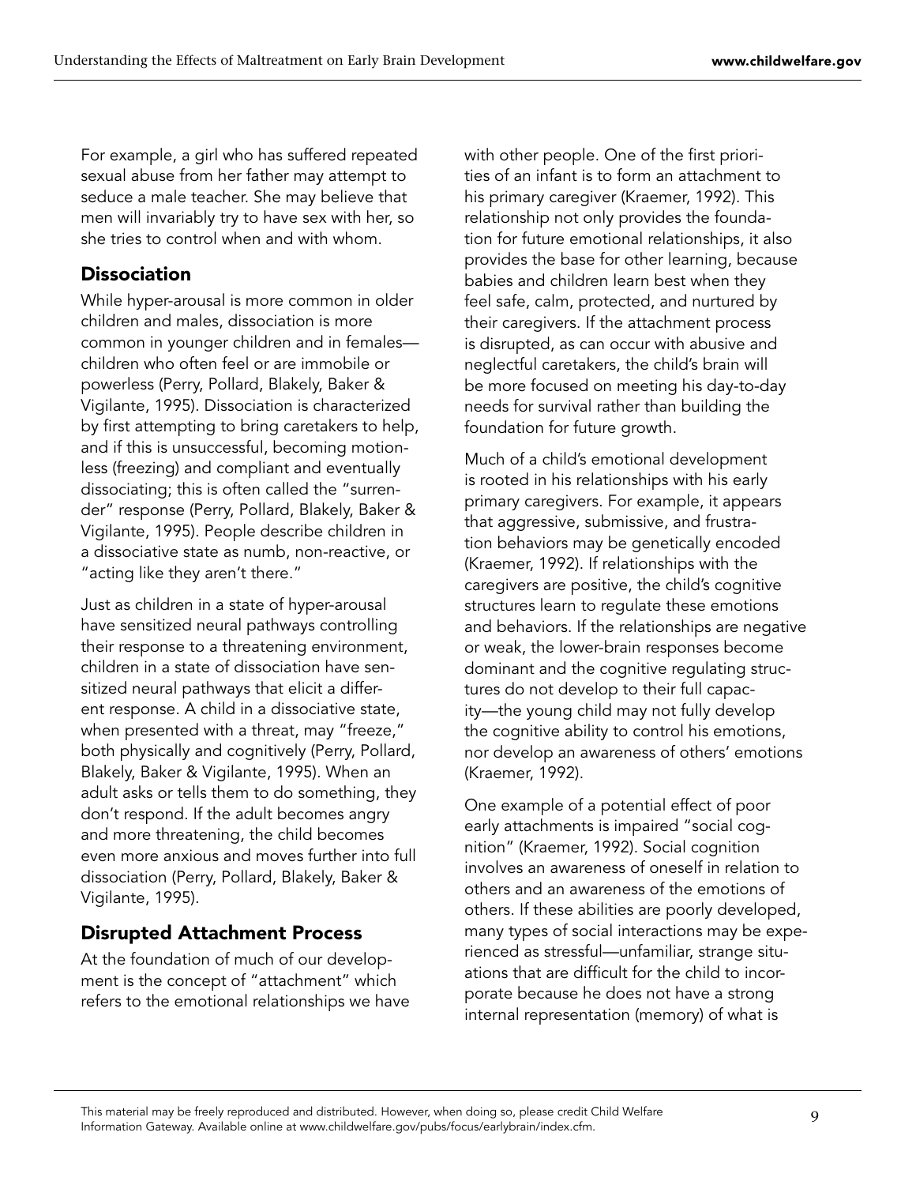For example, a girl who has suffered repeated sexual abuse from her father may attempt to seduce a male teacher. She may believe that men will invariably try to have sex with her, so she tries to control when and with whom.

## Dissociation

While hyper-arousal is more common in older children and males, dissociation is more common in younger children and in females—children who often feel or are immobile or powerless (Perry, Pollard, Blakely, Baker & Vigilante, 1995). Dissociation is characterized by first attempting to bring caretakers to help, and if this is unsuccessful, becoming motionless (freezing) and compliant and eventually dissociating; this is often called the "surrender" response (Perry, Pollard, Blakely, Baker & Vigilante, 1995). People describe children in a dissociative state as numb, non-reactive, or "acting like they aren't there."

Just as children in a state of hyper-arousal have sensitized neural pathways controlling their response to a threatening environment, children in a state of dissociation have sensitized neural pathways that elicit a different response. A child in a dissociative state, when presented with a threat, may "freeze," both physically and cognitively (Perry, Pollard, Blakely, Baker & Vigilante, 1995). When an adult asks or tells them to do something, they don't respond. If the adult becomes angry and more threatening, the child becomes even more anxious and moves further into full dissociation (Perry, Pollard, Blakely, Baker & Vigilante, 1995).

## Disrupted Attachment Process

At the foundation of much of our development is the concept of "attachment" which refers to the emotional relationships we have with other people. One of the first priorities of an infant is to form an attachment to his primary caregiver (Kraemer, 1992). This relationship not only provides the foundation for future emotional relationships, it also provides the base for other learning, because babies and children learn best when they feel safe, calm, protected, and nurtured by their caregivers. If the attachment process is disrupted, as can occur with abusive and neglectful caretakers, the child's brain will be more focused on meeting his day-to-day needs for survival rather than building the foundation for future growth.

Much of a child's emotional development is rooted in his relationships with his early primary caregivers. For example, it appears that aggressive, submissive, and frustration behaviors may be genetically encoded (Kraemer, 1992). If relationships with the caregivers are positive, the child's cognitive structures learn to regulate these emotions and behaviors. If the relationships are negative or weak, the lower-brain responses become dominant and the cognitive regulating structures do not develop to their full capacity—the young child may not fully develop the cognitive ability to control his emotions, nor develop an awareness of others' emotions (Kraemer, 1992).

One example of a potential effect of poor early attachments is impaired "social cognition" (Kraemer, 1992). Social cognition involves an awareness of oneself in relation to others and an awareness of the emotions of others. If these abilities are poorly developed, many types of social interactions may be experienced as stressful—unfamiliar, strange situations that are difficult for the child to incorporate because he does not have a strong internal representation (memory) of what is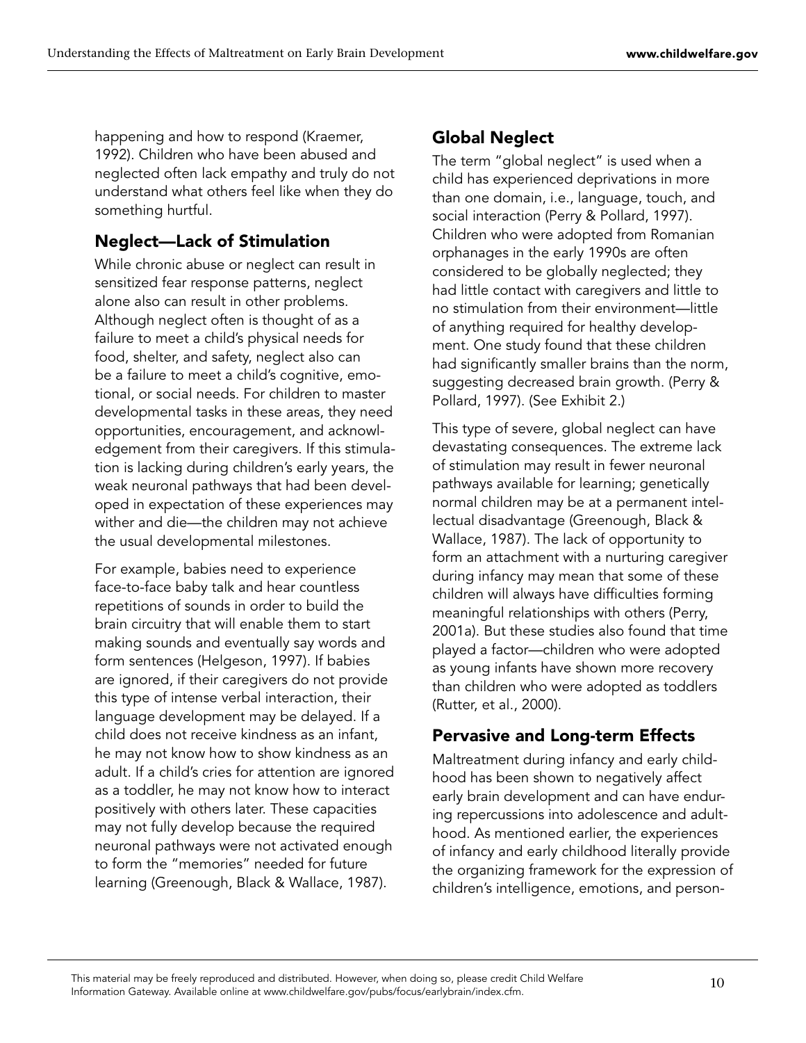happening and how to respond (Kraemer, 1992). Children who have been abused and neglected often lack empathy and truly do not understand what others feel like when they do something hurtful.

## Neglect—Lack of Stimulation

While chronic abuse or neglect can result in sensitized fear response patterns, neglect alone also can result in other problems. Although neglect often is thought of as a failure to meet a child's physical needs for food, shelter, and safety, neglect also can be a failure to meet a child's cognitive, emotional, or social needs. For children to master developmental tasks in these areas, they need opportunities, encouragement, and acknowledgement from their caregivers. If this stimulation is lacking during children's early years, the weak neuronal pathways that had been developed in expectation of these experiences may wither and die—the children may not achieve the usual developmental milestones.

For example, babies need to experience face-to-face baby talk and hear countless repetitions of sounds in order to build the brain circuitry that will enable them to start making sounds and eventually say words and form sentences (Helgeson, 1997). If babies are ignored, if their caregivers do not provide this type of intense verbal interaction, their language development may be delayed. If a child does not receive kindness as an infant, he may not know how to show kindness as an adult. If a child's cries for attention are ignored as a toddler, he may not know how to interact positively with others later. These capacities may not fully develop because the required neuronal pathways were not activated enough to form the "memories" needed for future learning (Greenough, Black & Wallace, 1987).

## Global Neglect

The term "global neglect" is used when a child has experienced deprivations in more than one domain, i.e., language, touch, and social interaction (Perry & Pollard, 1997). Children who were adopted from Romanian orphanages in the early 1990s are often considered to be globally neglected; they had little contact with caregivers and little to no stimulation from their environment—little of anything required for healthy development. One study found that these children had significantly smaller brains than the norm, suggesting decreased brain growth. (Perry & Pollard, 1997). (See Exhibit 2.)

This type of severe, global neglect can have devastating consequences. The extreme lack of stimulation may result in fewer neuronal pathways available for learning; genetically normal children may be at a permanent intellectual disadvantage (Greenough, Black & Wallace, 1987). The lack of opportunity to form an attachment with a nurturing caregiver during infancy may mean that some of these children will always have difficulties forming meaningful relationships with others (Perry, 2001a). But these studies also found that time played a factor—children who were adopted as young infants have shown more recovery than children who were adopted as toddlers (Rutter, et al., 2000).

## Pervasive and Long-term Effects

Maltreatment during infancy and early childhood has been shown to negatively affect early brain development and can have enduring repercussions into adolescence and adulthood. As mentioned earlier, the experiences of infancy and early childhood literally provide the organizing framework for the expression of children's intelligence, emotions, and person-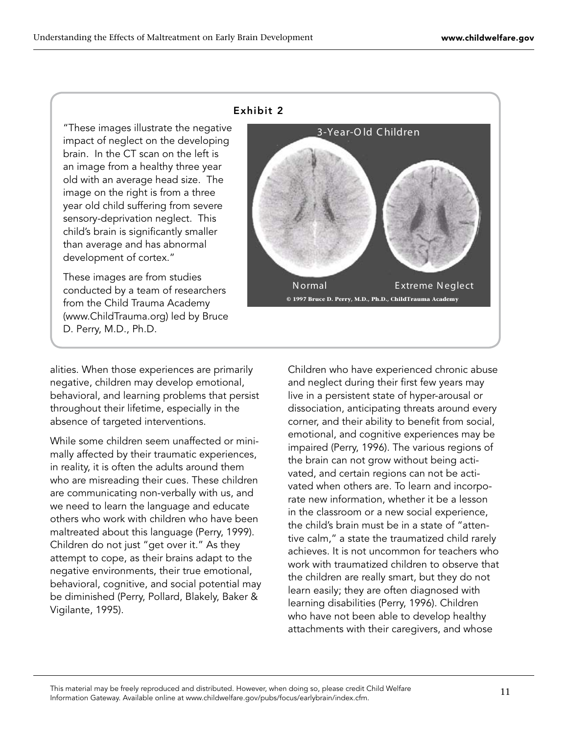### Exhibit 2

"These images illustrate the negative impact of neglect on the developing brain. In the CT scan on the left is an image from a healthy three year old with an average head size. The image on the right is from a three year old child suffering from severe sensory-deprivation neglect. This child's brain is significantly smaller than average and has abnormal development of cortex."

These images are from studies conducted by a team of researchers from the Child Trauma Academy (www.ChildTrauma.org) led by Bruce D. Perry, M.D., Ph.D.

3-Year-Old Children

Normal    Extreme Neglect

© 1997 Bruce D. Perry, M.D., Ph.D., ChildTrauma Academy

alities. When those experiences are primarily negative, children may develop emotional, behavioral, and learning problems that persist throughout their lifetime, especially in the absence of targeted interventions.

While some children seem unaffected or minimally affected by their traumatic experiences, in reality, it is often the adults around them who are misreading their cues. These children are communicating non-verbally with us, and we need to learn the language and educate others who work with children who have been maltreated about this language (Perry, 1999). Children do not just "get over it." As they attempt to cope, as their brains adapt to the negative environments, their true emotional, behavioral, cognitive, and social potential may be diminished (Perry, Pollard, Blakely, Baker & Vigilante, 1995).

Children who have experienced chronic abuse and neglect during their first few years may live in a persistent state of hyper-arousal or dissociation, anticipating threats around every corner, and their ability to benefit from social, emotional, and cognitive experiences may be impaired (Perry, 1996). The various regions of the brain can not grow without being activated, and certain regions can not be activated when others are. To learn and incorporate new information, whether it be a lesson in the classroom or a new social experience, the child's brain must be in a state of "attentive calm," a state the traumatized child rarely achieves. It is not uncommon for teachers who work with traumatized children to observe that the children are really smart, but they do not learn easily; they are often diagnosed with learning disabilities (Perry, 1996). Children who have not been able to develop healthy attachments with their caregivers, and whose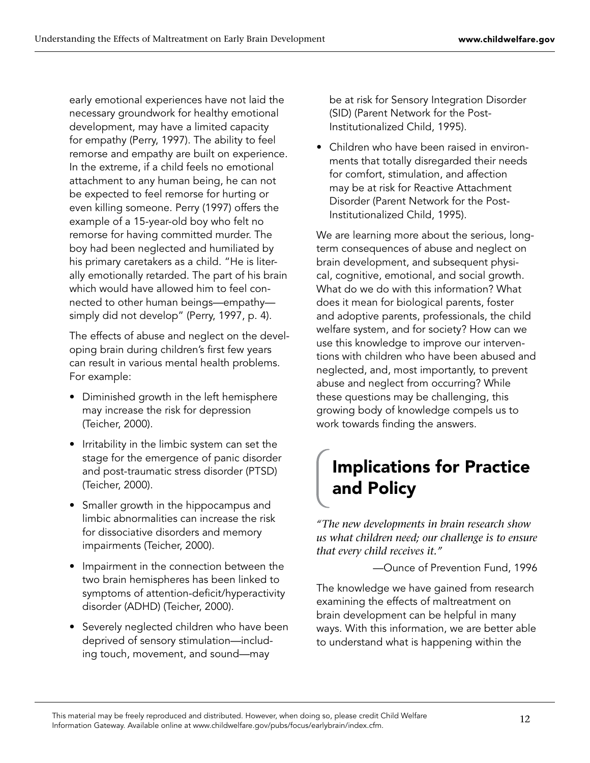early emotional experiences have not laid the necessary groundwork for healthy emotional development, may have a limited capacity for empathy (Perry, 1997). The ability to feel remorse and empathy are built on experience. In the extreme, if a child feels no emotional attachment to any human being, he can not be expected to feel remorse for hurting or even killing someone. Perry (1997) offers the example of a 15-year-old boy who felt no remorse for having committed murder. The boy had been neglected and humiliated by his primary caretakers as a child. "He is literally emotionally retarded. The part of his brain which would have allowed him to feel connected to other human beings—empathy—simply did not develop" (Perry, 1997, p. 4).

The effects of abuse and neglect on the developing brain during children's first few years can result in various mental health problems. For example:

- Diminished growth in the left hemisphere may increase the risk for depression (Teicher, 2000).
- Irritability in the limbic system can set the stage for the emergence of panic disorder and post-traumatic stress disorder (PTSD) (Teicher, 2000).
- Smaller growth in the hippocampus and limbic abnormalities can increase the risk for dissociative disorders and memory impairments (Teicher, 2000).
- Impairment in the connection between the two brain hemispheres has been linked to symptoms of attention-deficit/hyperactivity disorder (ADHD) (Teicher, 2000).
- Severely neglected children who have been deprived of sensory stimulation—including touch, movement, and sound—may be at risk for Sensory Integration Disorder (SID) (Parent Network for the Post-Institutionalized Child, 1995).
- Children who have been raised in environments that totally disregarded their needs for comfort, stimulation, and affection may be at risk for Reactive Attachment Disorder (Parent Network for the Post-Institutionalized Child, 1995).

We are learning more about the serious, long-term consequences of abuse and neglect on brain development, and subsequent physical, cognitive, emotional, and social growth. What do we do with this information? What does it mean for biological parents, foster and adoptive parents, professionals, the child welfare system, and for society? How can we use this knowledge to improve our interventions with children who have been abused and neglected, and, most importantly, to prevent abuse and neglect from occurring? While these questions may be challenging, this growing body of knowledge compels us to work towards finding the answers.

## Implications for Practice and Policy

*"The new developments in brain research show us what children need; our challenge is to ensure that every child receives it."*

—Ounce of Prevention Fund, 1996

The knowledge we have gained from research examining the effects of maltreatment on brain development can be helpful in many ways. With this information, we are better able to understand what is happening within the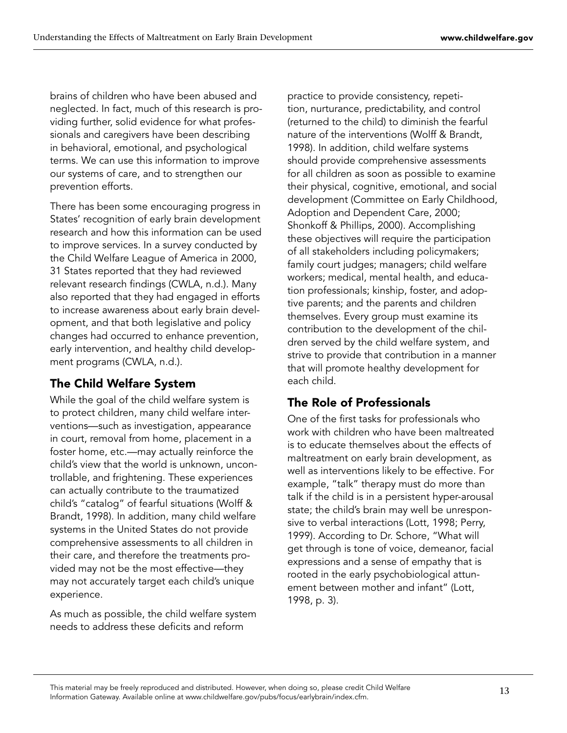brains of children who have been abused and neglected. In fact, much of this research is providing further, solid evidence for what professionals and caregivers have been describing in behavioral, emotional, and psychological terms. We can use this information to improve our systems of care, and to strengthen our prevention efforts.

There has been some encouraging progress in States' recognition of early brain development research and how this information can be used to improve services. In a survey conducted by the Child Welfare League of America in 2000, 31 States reported that they had reviewed relevant research findings (CWLA, n.d.). Many also reported that they had engaged in efforts to increase awareness about early brain development, and that both legislative and policy changes had occurred to enhance prevention, early intervention, and healthy child development programs (CWLA, n.d.).

## The Child Welfare System

While the goal of the child welfare system is to protect children, many child welfare interventions—such as investigation, appearance in court, removal from home, placement in a foster home, etc.—may actually reinforce the child's view that the world is unknown, uncontrollable, and frightening. These experiences can actually contribute to the traumatized child's "catalog" of fearful situations (Wolff & Brandt, 1998). In addition, many child welfare systems in the United States do not provide comprehensive assessments to all children in their care, and therefore the treatments provided may not be the most effective—they may not accurately target each child's unique experience.

As much as possible, the child welfare system needs to address these deficits and reform practice to provide consistency, repetition, nurturance, predictability, and control (returned to the child) to diminish the fearful nature of the interventions (Wolff & Brandt, 1998). In addition, child welfare systems should provide comprehensive assessments for all children as soon as possible to examine their physical, cognitive, emotional, and social development (Committee on Early Childhood, Adoption and Dependent Care, 2000; Shonkoff & Phillips, 2000). Accomplishing these objectives will require the participation of all stakeholders including policymakers; family court judges; managers; child welfare workers; medical, mental health, and education professionals; kinship, foster, and adoptive parents; and the parents and children themselves. Every group must examine its contribution to the development of the children served by the child welfare system, and strive to provide that contribution in a manner that will promote healthy development for each child.

## The Role of Professionals

One of the first tasks for professionals who work with children who have been maltreated is to educate themselves about the effects of maltreatment on early brain development, as well as interventions likely to be effective. For example, "talk" therapy must do more than talk if the child is in a persistent hyper-arousal state; the child's brain may well be unresponsive to verbal interactions (Lott, 1998; Perry, 1999). According to Dr. Schore, "What will get through is tone of voice, demeanor, facial expressions and a sense of empathy that is rooted in the early psychobiological attunement between mother and infant" (Lott, 1998, p. 3).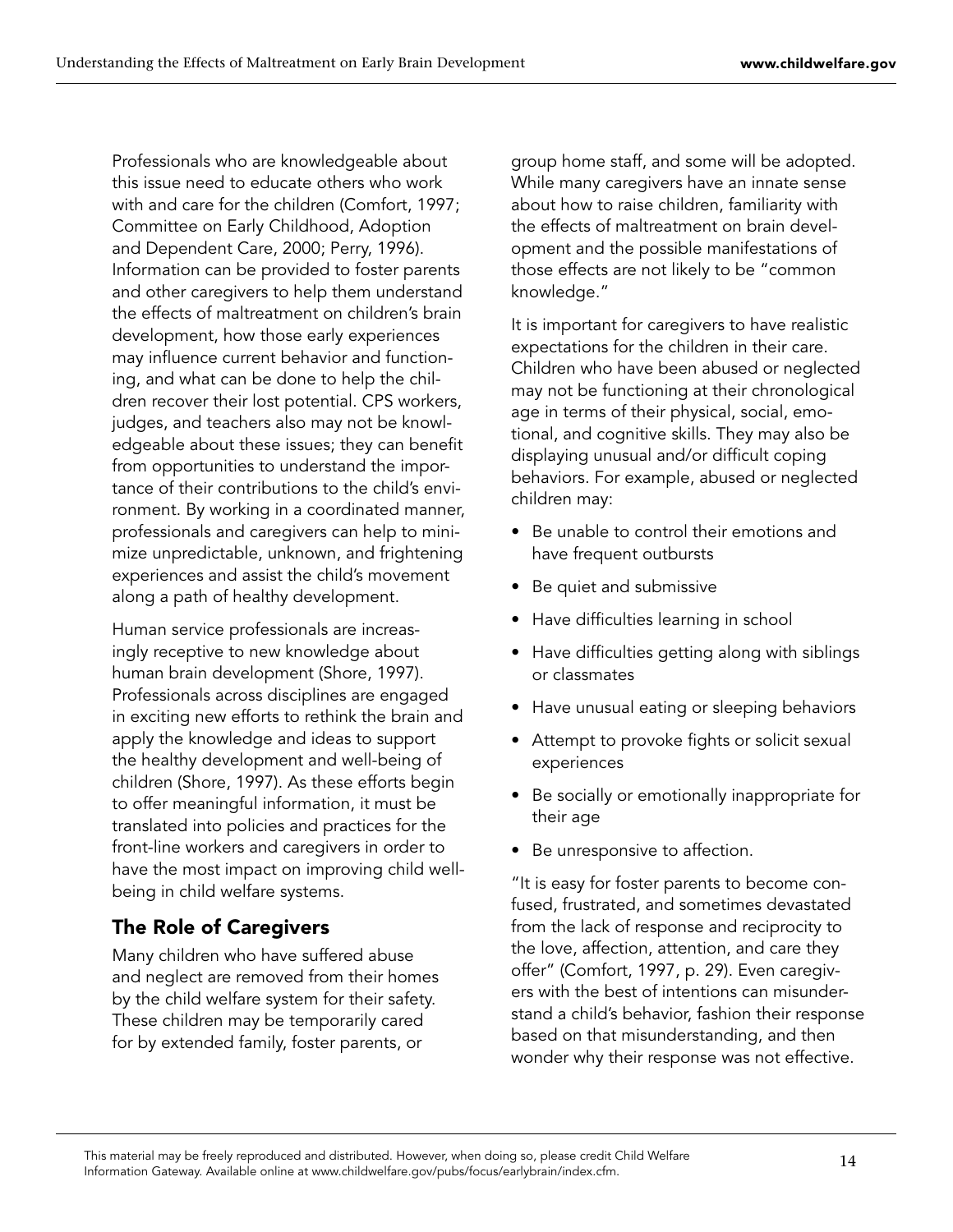Professionals who are knowledgeable about this issue need to educate others who work with and care for the children (Comfort, 1997; Committee on Early Childhood, Adoption and Dependent Care, 2000; Perry, 1996). Information can be provided to foster parents and other caregivers to help them understand the effects of maltreatment on children's brain development, how those early experiences may influence current behavior and functioning, and what can be done to help the children recover their lost potential. CPS workers, judges, and teachers also may not be knowledgeable about these issues; they can benefit from opportunities to understand the importance of their contributions to the child's environment. By working in a coordinated manner, professionals and caregivers can help to minimize unpredictable, unknown, and frightening experiences and assist the child's movement along a path of healthy development.

Human service professionals are increasingly receptive to new knowledge about human brain development (Shore, 1997). Professionals across disciplines are engaged in exciting new efforts to rethink the brain and apply the knowledge and ideas to support the healthy development and well-being of children (Shore, 1997). As these efforts begin to offer meaningful information, it must be translated into policies and practices for the front-line workers and caregivers in order to have the most impact on improving child well-being in child welfare systems.

## The Role of Caregivers

Many children who have suffered abuse and neglect are removed from their homes by the child welfare system for their safety. These children may be temporarily cared for by extended family, foster parents, or group home staff, and some will be adopted. While many caregivers have an innate sense about how to raise children, familiarity with the effects of maltreatment on brain development and the possible manifestations of those effects are not likely to be "common knowledge."

It is important for caregivers to have realistic expectations for the children in their care. Children who have been abused or neglected may not be functioning at their chronological age in terms of their physical, social, emotional, and cognitive skills. They may also be displaying unusual and/or difficult coping behaviors. For example, abused or neglected children may:

- Be unable to control their emotions and have frequent outbursts
- Be quiet and submissive
- Have difficulties learning in school
- Have difficulties getting along with siblings or classmates
- Have unusual eating or sleeping behaviors
- Attempt to provoke fights or solicit sexual experiences
- Be socially or emotionally inappropriate for their age
- Be unresponsive to affection.

"It is easy for foster parents to become confused, frustrated, and sometimes devastated from the lack of response and reciprocity to the love, affection, attention, and care they offer" (Comfort, 1997, p. 29). Even caregivers with the best of intentions can misunderstand a child's behavior, fashion their response based on that misunderstanding, and then wonder why their response was not effective.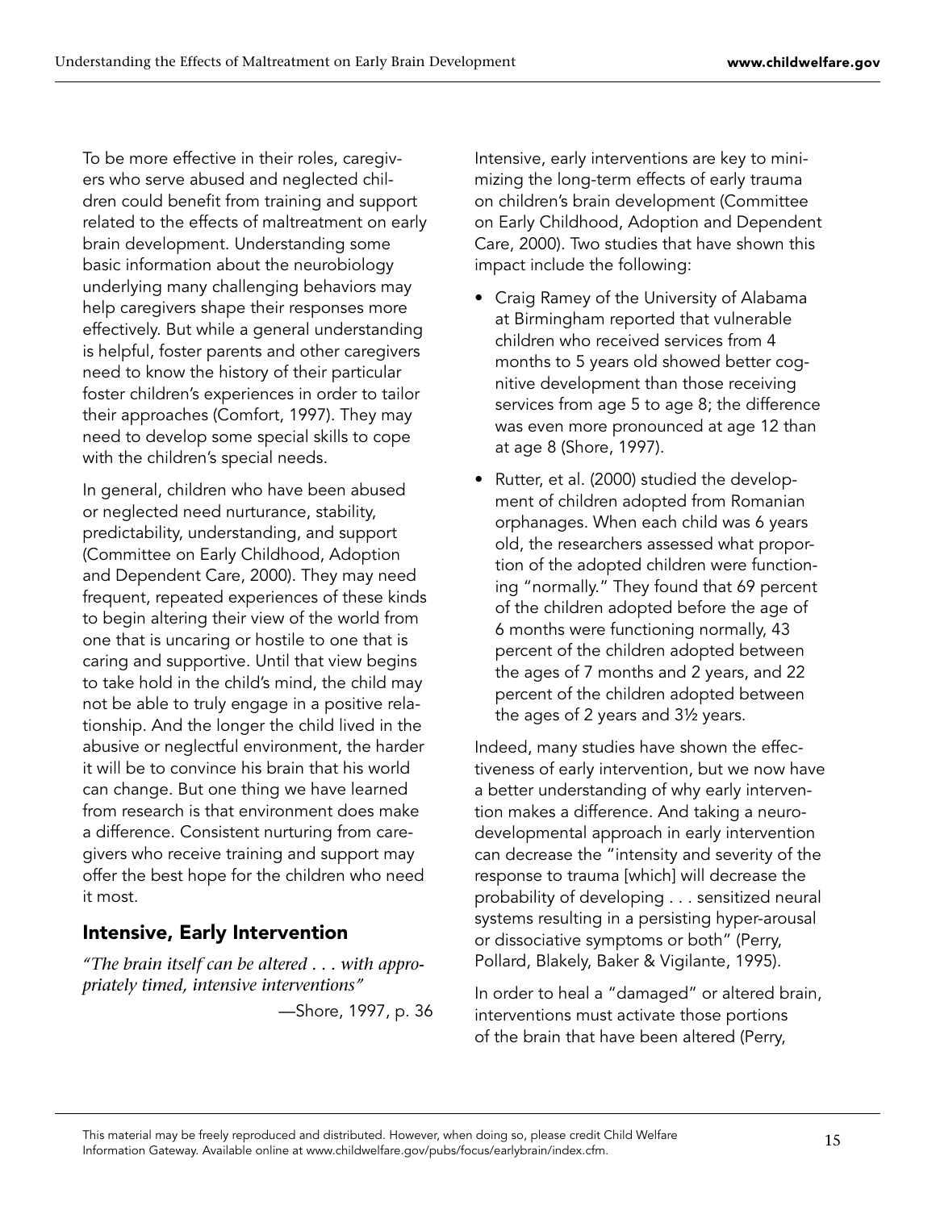To be more effective in their roles, caregivers who serve abused and neglected children could benefit from training and support related to the effects of maltreatment on early brain development. Understanding some basic information about the neurobiology underlying many challenging behaviors may help caregivers shape their responses more effectively. But while a general understanding is helpful, foster parents and other caregivers need to know the history of their particular foster children's experiences in order to tailor their approaches (Comfort, 1997). They may need to develop some special skills to cope with the children's special needs.

In general, children who have been abused or neglected need nurturance, stability, predictability, understanding, and support (Committee on Early Childhood, Adoption and Dependent Care, 2000). They may need frequent, repeated experiences of these kinds to begin altering their view of the world from one that is uncaring or hostile to one that is caring and supportive. Until that view begins to take hold in the child's mind, the child may not be able to truly engage in a positive relationship. And the longer the child lived in the abusive or neglectful environment, the harder it will be to convince his brain that his world can change. But one thing we have learned from research is that environment does make a difference. Consistent nurturing from caregivers who receive training and support may offer the best hope for the children who need it most.

## Intensive, Early Intervention

*"The brain itself can be altered . . . with appropriately timed, intensive interventions"*

—Shore, 1997, p. 36

Intensive, early interventions are key to minimizing the long-term effects of early trauma on children's brain development (Committee on Early Childhood, Adoption and Dependent Care, 2000). Two studies that have shown this impact include the following:

- Craig Ramey of the University of Alabama at Birmingham reported that vulnerable children who received services from 4 months to 5 years old showed better cognitive development than those receiving services from age 5 to age 8; the difference was even more pronounced at age 12 than at age 8 (Shore, 1997).
- Rutter, et al. (2000) studied the development of children adopted from Romanian orphanages. When each child was 6 years old, the researchers assessed what proportion of the adopted children were functioning "normally." They found that 69 percent of the children adopted before the age of 6 months were functioning normally, 43 percent of the children adopted between the ages of 7 months and 2 years, and 22 percent of the children adopted between the ages of 2 years and 3½ years.

Indeed, many studies have shown the effectiveness of early intervention, but we now have a better understanding of why early intervention makes a difference. And taking a neurodevelopmental approach in early intervention can decrease the "intensity and severity of the response to trauma [which] will decrease the probability of developing . . . sensitized neural systems resulting in a persisting hyper-arousal or dissociative symptoms or both" (Perry, Pollard, Blakely, Baker & Vigilante, 1995).

In order to heal a "damaged" or altered brain, interventions must activate those portions of the brain that have been altered (Perry,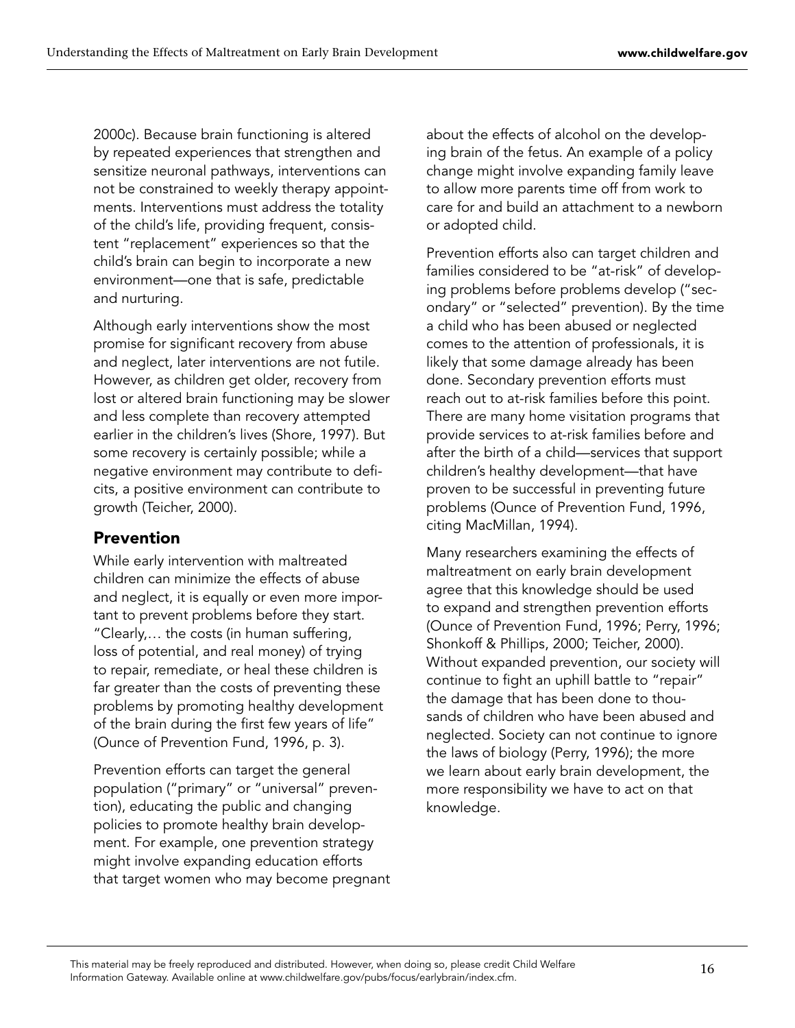2000c). Because brain functioning is altered by repeated experiences that strengthen and sensitize neuronal pathways, interventions can not be constrained to weekly therapy appointments. Interventions must address the totality of the child's life, providing frequent, consistent "replacement" experiences so that the child's brain can begin to incorporate a new environment—one that is safe, predictable and nurturing.

Although early interventions show the most promise for significant recovery from abuse and neglect, later interventions are not futile. However, as children get older, recovery from lost or altered brain functioning may be slower and less complete than recovery attempted earlier in the children's lives (Shore, 1997). But some recovery is certainly possible; while a negative environment may contribute to deficits, a positive environment can contribute to growth (Teicher, 2000).

## Prevention

While early intervention with maltreated children can minimize the effects of abuse and neglect, it is equally or even more important to prevent problems before they start. "Clearly,… the costs (in human suffering, loss of potential, and real money) of trying to repair, remediate, or heal these children is far greater than the costs of preventing these problems by promoting healthy development of the brain during the first few years of life" (Ounce of Prevention Fund, 1996, p. 3).

Prevention efforts can target the general population ("primary" or "universal" prevention), educating the public and changing policies to promote healthy brain development. For example, one prevention strategy might involve expanding education efforts that target women who may become pregnant about the effects of alcohol on the developing brain of the fetus. An example of a policy change might involve expanding family leave to allow more parents time off from work to care for and build an attachment to a newborn or adopted child.

Prevention efforts also can target children and families considered to be "at-risk" of developing problems before problems develop ("secondary" or "selected" prevention). By the time a child who has been abused or neglected comes to the attention of professionals, it is likely that some damage already has been done. Secondary prevention efforts must reach out to at-risk families before this point. There are many home visitation programs that provide services to at-risk families before and after the birth of a child—services that support children's healthy development—that have proven to be successful in preventing future problems (Ounce of Prevention Fund, 1996, citing MacMillan, 1994).

Many researchers examining the effects of maltreatment on early brain development agree that this knowledge should be used to expand and strengthen prevention efforts (Ounce of Prevention Fund, 1996; Perry, 1996; Shonkoff & Phillips, 2000; Teicher, 2000). Without expanded prevention, our society will continue to fight an uphill battle to "repair" the damage that has been done to thousands of children who have been abused and neglected. Society can not continue to ignore the laws of biology (Perry, 1996); the more we learn about early brain development, the more responsibility we have to act on that knowledge.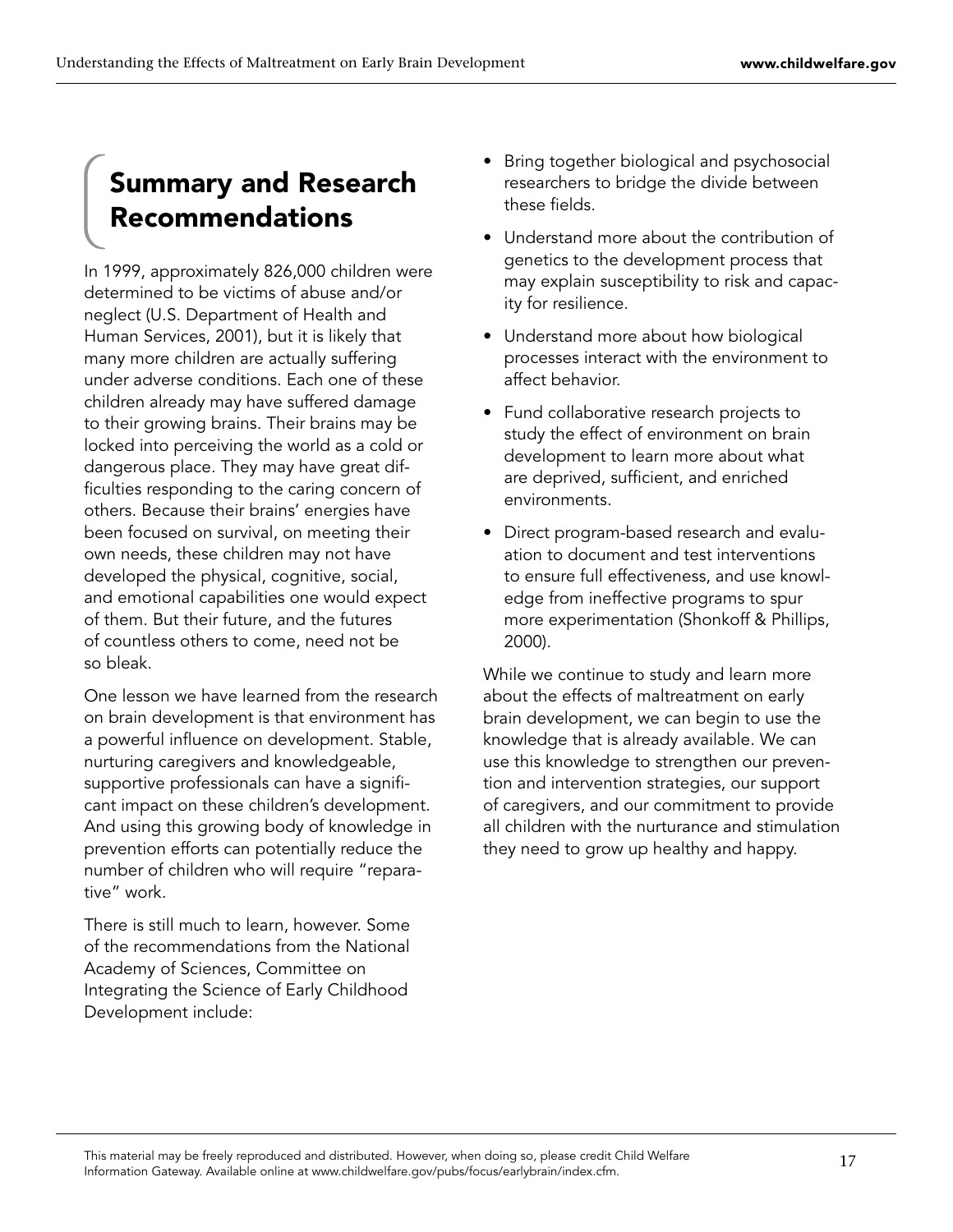## Summary and Research Recommendations

In 1999, approximately 826,000 children were determined to be victims of abuse and/or neglect (U.S. Department of Health and Human Services, 2001), but it is likely that many more children are actually suffering under adverse conditions. Each one of these children already may have suffered damage to their growing brains. Their brains may be locked into perceiving the world as a cold or dangerous place. They may have great difficulties responding to the caring concern of others. Because their brains' energies have been focused on survival, on meeting their own needs, these children may not have developed the physical, cognitive, social, and emotional capabilities one would expect of them. But their future, and the futures of countless others to come, need not be so bleak.

One lesson we have learned from the research on brain development is that environment has a powerful influence on development. Stable, nurturing caregivers and knowledgeable, supportive professionals can have a significant impact on these children's development. And using this growing body of knowledge in prevention efforts can potentially reduce the number of children who will require "reparative" work.

There is still much to learn, however. Some of the recommendations from the National Academy of Sciences, Committee on Integrating the Science of Early Childhood Development include:

- Bring together biological and psychosocial researchers to bridge the divide between these fields.
- Understand more about the contribution of genetics to the development process that may explain susceptibility to risk and capacity for resilience.
- Understand more about how biological processes interact with the environment to affect behavior.
- Fund collaborative research projects to study the effect of environment on brain development to learn more about what are deprived, sufficient, and enriched environments.
- Direct program-based research and evaluation to document and test interventions to ensure full effectiveness, and use knowledge from ineffective programs to spur more experimentation (Shonkoff & Phillips, 2000).

While we continue to study and learn more about the effects of maltreatment on early brain development, we can begin to use the knowledge that is already available. We can use this knowledge to strengthen our prevention and intervention strategies, our support of caregivers, and our commitment to provide all children with the nurturance and stimulation they need to grow up healthy and happy.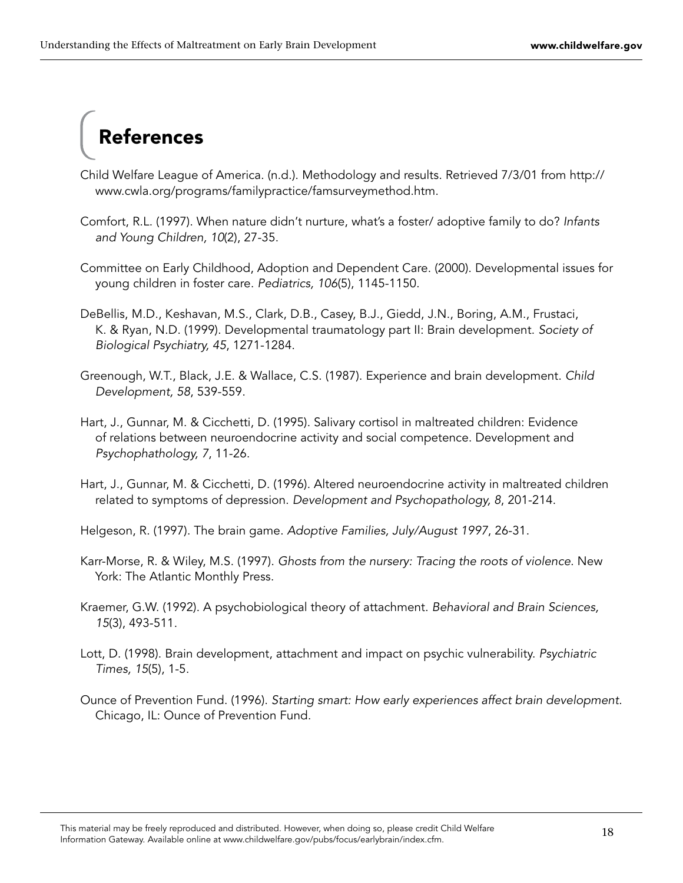# References

Child Welfare League of America. (n.d.). Methodology and results. Retrieved 7/3/01 from http://www.cwla.org/programs/familypractice/famsurveymethod.htm.

Comfort, R.L. (1997). When nature didn't nurture, what's a foster/ adoptive family to do? *Infants and Young Children, 10*(2), 27-35.

Committee on Early Childhood, Adoption and Dependent Care. (2000). Developmental issues for young children in foster care. *Pediatrics, 106*(5), 1145-1150.

DeBellis, M.D., Keshavan, M.S., Clark, D.B., Casey, B.J., Giedd, J.N., Boring, A.M., Frustaci, K. & Ryan, N.D. (1999). Developmental traumatology part II: Brain development. *Society of Biological Psychiatry, 45*, 1271-1284.

Greenough, W.T., Black, J.E. & Wallace, C.S. (1987). Experience and brain development. *Child Development, 58*, 539-559.

Hart, J., Gunnar, M. & Cicchetti, D. (1995). Salivary cortisol in maltreated children: Evidence of relations between neuroendocrine activity and social competence. Development and *Psychophathology, 7*, 11-26.

Hart, J., Gunnar, M. & Cicchetti, D. (1996). Altered neuroendocrine activity in maltreated children related to symptoms of depression. *Development and Psychopathology, 8*, 201-214.

Helgeson, R. (1997). The brain game. *Adoptive Families, July/August 1997*, 26-31.

Karr-Morse, R. & Wiley, M.S. (1997). *Ghosts from the nursery: Tracing the roots of violence*. New York: The Atlantic Monthly Press.

Kraemer, G.W. (1992). A psychobiological theory of attachment. *Behavioral and Brain Sciences, 15*(3), 493-511.

Lott, D. (1998). Brain development, attachment and impact on psychic vulnerability. *Psychiatric Times, 15*(5), 1-5.

Ounce of Prevention Fund. (1996). *Starting smart: How early experiences affect brain development*. Chicago, IL: Ounce of Prevention Fund.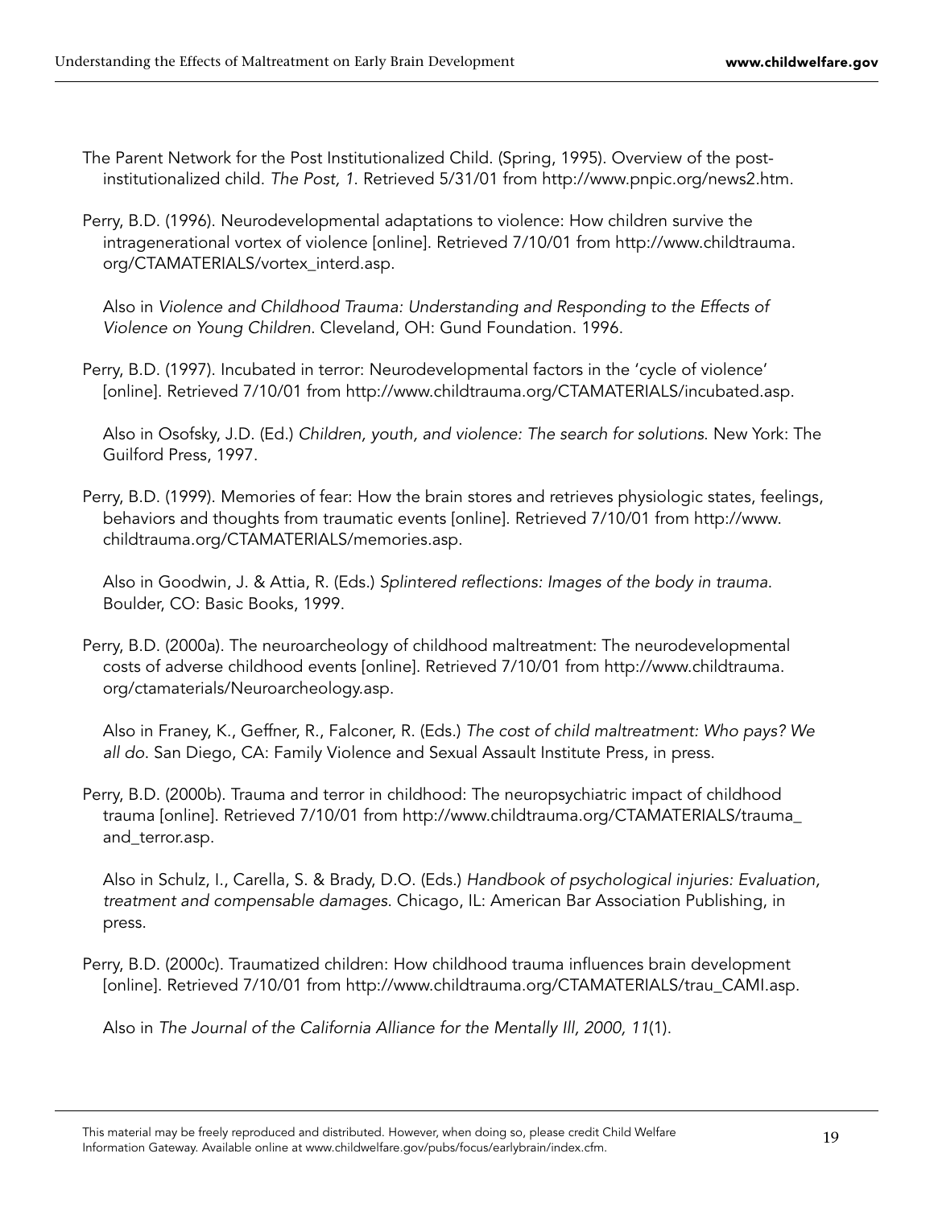The Parent Network for the Post Institutionalized Child. (Spring, 1995). Overview of the post-institutionalized child. *The Post, 1*. Retrieved 5/31/01 from http://www.pnpic.org/news2.htm.

Perry, B.D. (1996). Neurodevelopmental adaptations to violence: How children survive the intragenerational vortex of violence [online]. Retrieved 7/10/01 from http://www.childtrauma.org/CTAMATERIALS/vortex_interd.asp.

Also in *Violence and Childhood Trauma: Understanding and Responding to the Effects of Violence on Young Children*. Cleveland, OH: Gund Foundation. 1996.

Perry, B.D. (1997). Incubated in terror: Neurodevelopmental factors in the 'cycle of violence' [online]. Retrieved 7/10/01 from http://www.childtrauma.org/CTAMATERIALS/incubated.asp.

Also in Osofsky, J.D. (Ed.) *Children, youth, and violence: The search for solutions.* New York: The Guilford Press, 1997.

Perry, B.D. (1999). Memories of fear: How the brain stores and retrieves physiologic states, feelings, behaviors and thoughts from traumatic events [online]. Retrieved 7/10/01 from http://www.childtrauma.org/CTAMATERIALS/memories.asp.

Also in Goodwin, J. & Attia, R. (Eds.) *Splintered reflections: Images of the body in trauma.* Boulder, CO: Basic Books, 1999.

Perry, B.D. (2000a). The neuroarcheology of childhood maltreatment: The neurodevelopmental costs of adverse childhood events [online]. Retrieved 7/10/01 from http://www.childtrauma.org/ctamaterials/Neuroarcheology.asp.

Also in Franey, K., Geffner, R., Falconer, R. (Eds.) *The cost of child maltreatment: Who pays? We all do*. San Diego, CA: Family Violence and Sexual Assault Institute Press, in press.

Perry, B.D. (2000b). Trauma and terror in childhood: The neuropsychiatric impact of childhood trauma [online]. Retrieved 7/10/01 from http://www.childtrauma.org/CTAMATERIALS/trauma_and_terror.asp.

Also in Schulz, I., Carella, S. & Brady, D.O. (Eds.) *Handbook of psychological injuries: Evaluation, treatment and compensable damages*. Chicago, IL: American Bar Association Publishing, in press.

Perry, B.D. (2000c). Traumatized children: How childhood trauma influences brain development [online]. Retrieved 7/10/01 from http://www.childtrauma.org/CTAMATERIALS/trau_CAMI.asp.

Also in *The Journal of the California Alliance for the Mentally Ill, 2000, 11*(1).

This material may be freely reproduced and distributed. However, when doing so, please credit Child Welfare Information Gateway. Available online at www.childwelfare.gov/pubs/focus/earlybrain/index.cfm.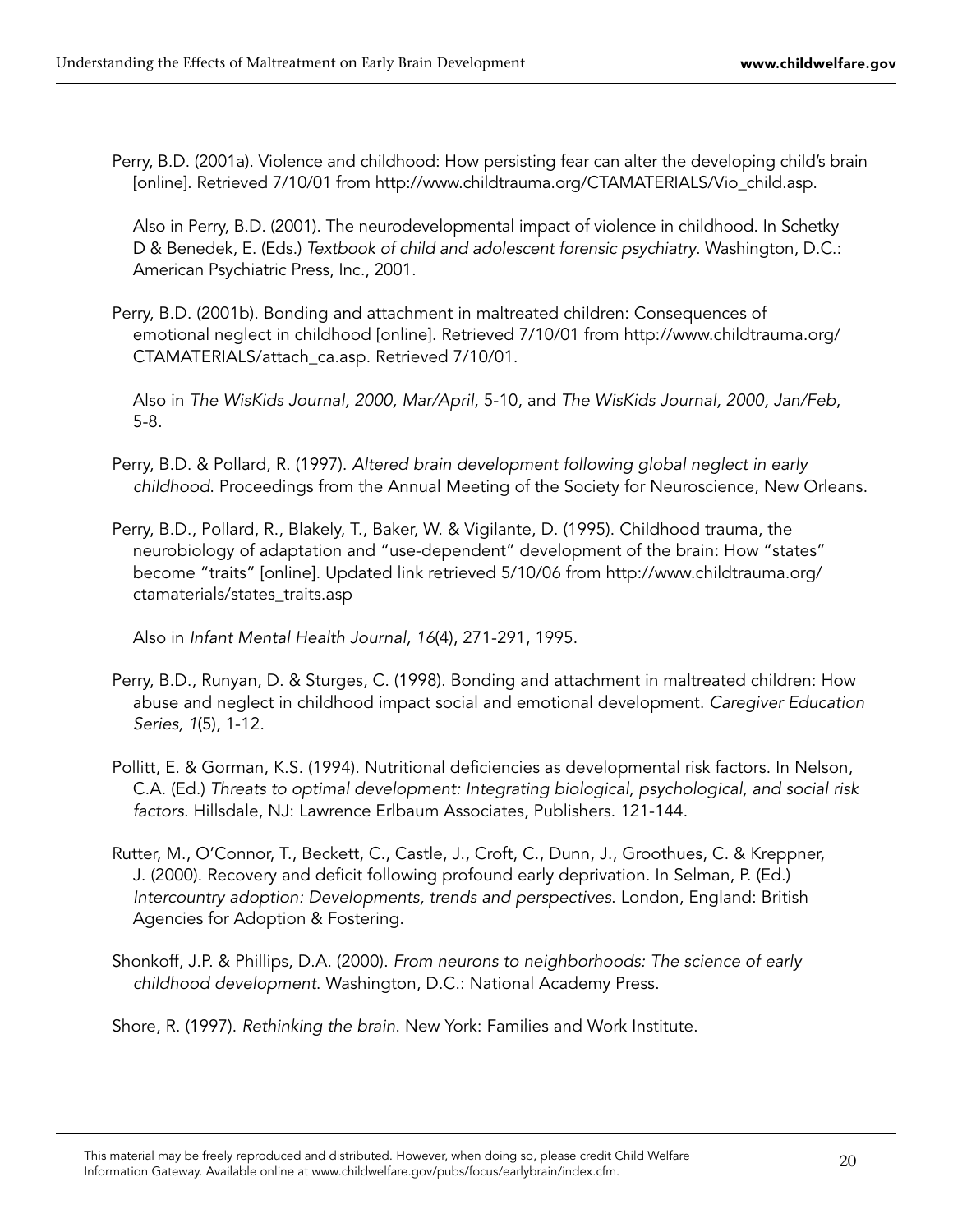Perry, B.D. (2001a). Violence and childhood: How persisting fear can alter the developing child's brain [online]. Retrieved 7/10/01 from http://www.childtrauma.org/CTAMATERIALS/Vio_child.asp.

Also in Perry, B.D. (2001). The neurodevelopmental impact of violence in childhood. In Schetky D & Benedek, E. (Eds.) *Textbook of child and adolescent forensic psychiatry*. Washington, D.C.: American Psychiatric Press, Inc., 2001.

Perry, B.D. (2001b). Bonding and attachment in maltreated children: Consequences of emotional neglect in childhood [online]. Retrieved 7/10/01 from http://www.childtrauma.org/CTAMATERIALS/attach_ca.asp. Retrieved 7/10/01.

Also in *The WisKids Journal, 2000, Mar/April*, 5-10, and *The WisKids Journal, 2000, Jan/Feb*, 5-8.

Perry, B.D. & Pollard, R. (1997). *Altered brain development following global neglect in early childhood*. Proceedings from the Annual Meeting of the Society for Neuroscience, New Orleans.

Perry, B.D., Pollard, R., Blakely, T., Baker, W. & Vigilante, D. (1995). Childhood trauma, the neurobiology of adaptation and "use-dependent" development of the brain: How "states" become "traits" [online]. Updated link retrieved 5/10/06 from http://www.childtrauma.org/ctamaterials/states_traits.asp

Also in *Infant Mental Health Journal, 16*(4), 271-291, 1995.

Perry, B.D., Runyan, D. & Sturges, C. (1998). Bonding and attachment in maltreated children: How abuse and neglect in childhood impact social and emotional development. *Caregiver Education Series, 1*(5), 1-12.

Pollitt, E. & Gorman, K.S. (1994). Nutritional deficiencies as developmental risk factors. In Nelson, C.A. (Ed.) *Threats to optimal development: Integrating biological, psychological, and social risk factors*. Hillsdale, NJ: Lawrence Erlbaum Associates, Publishers. 121-144.

Rutter, M., O'Connor, T., Beckett, C., Castle, J., Croft, C., Dunn, J., Groothues, C. & Kreppner, J. (2000). Recovery and deficit following profound early deprivation. In Selman, P. (Ed.) *Intercountry adoption: Developments, trends and perspectives*. London, England: British Agencies for Adoption & Fostering.

Shonkoff, J.P. & Phillips, D.A. (2000). *From neurons to neighborhoods: The science of early childhood development*. Washington, D.C.: National Academy Press.

Shore, R. (1997). *Rethinking the brain*. New York: Families and Work Institute.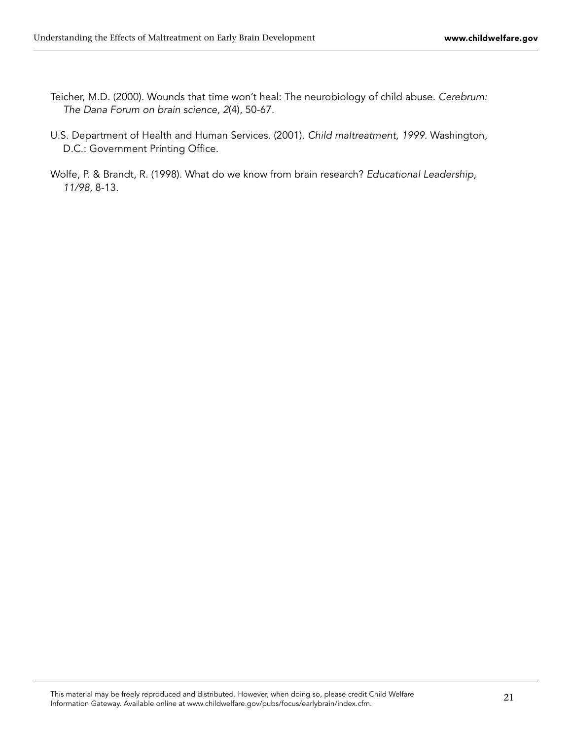Teicher, M.D. (2000). Wounds that time won't heal: The neurobiology of child abuse. *Cerebrum: The Dana Forum on brain science, 2*(4), 50-67.

U.S. Department of Health and Human Services. (2001). *Child maltreatment, 1999*. Washington, D.C.: Government Printing Office.

Wolfe, P. & Brandt, R. (1998). What do we know from brain research? *Educational Leadership, 11/98*, 8-13.